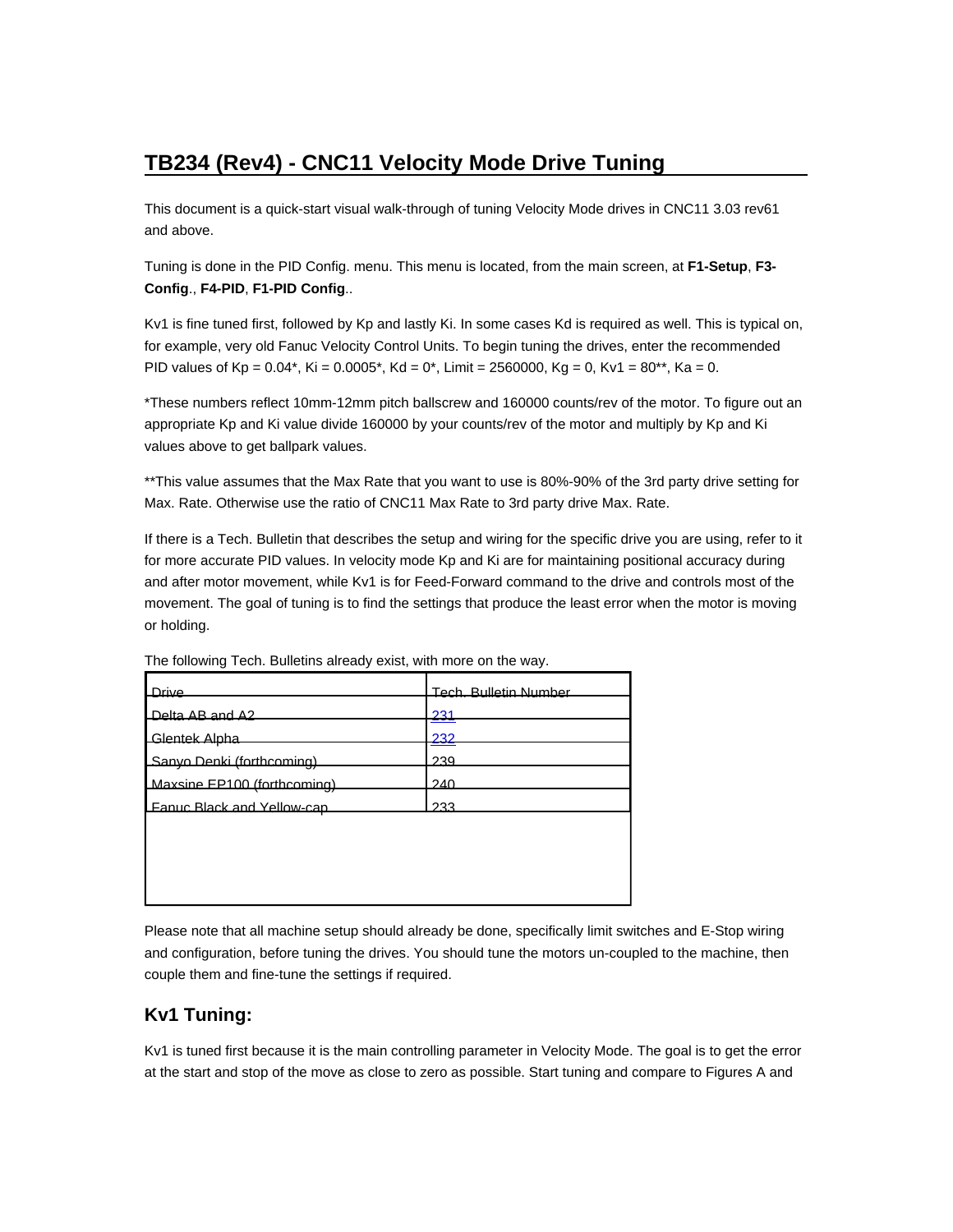# TB234 (Rev4) - CNC11 Velocity Mode Drive Tuning

This document is a quick-start visual walk-through of tuning Velocity Mode drives in CNC11 3.03 rev61 and above.

Tuning is done in the PID Config. menu. This menu is located, from the main screen, at **F1-Setup**, **F3-Config**., **F4-PID**, **F1-PID Config**..

Kv1 is fine tuned first, followed by Kp and lastly Ki. In some cases Kd is required as well. This is typical on, for example, very old Fanuc Velocity Control Units. To begin tuning the drives, enter the recommended PID values of Kp = 0.04*, Ki = 0.0005*, Kd = 0*, Limit = 2560000, Kg = 0, Kv1 = 80**, Ka = 0.

*These numbers reflect 10mm-12mm pitch ballscrew and 160000 counts/rev of the motor. To figure out an appropriate Kp and Ki value divide 160000 by your counts/rev of the motor and multiply by Kp and Ki values above to get ballpark values.

**This value assumes that the Max Rate that you want to use is 80%-90% of the 3rd party drive setting for Max. Rate. Otherwise use the ratio of CNC11 Max Rate to 3rd party drive Max. Rate.

If there is a Tech. Bulletin that describes the setup and wiring for the specific drive you are using, refer to it for more accurate PID values. In velocity mode Kp and Ki are for maintaining positional accuracy during and after motor movement, while Kv1 is for Feed-Forward command to the drive and controls most of the movement. The goal of tuning is to find the settings that produce the least error when the motor is moving or holding.

The following Tech. Bulletins already exist, with more on the way.

| Drive | Tech. Bulletin Number |
|---|---|
| Delta AB and A2 | 231 |
| Glentek Alpha | 232 |
| Sanyo Denki (forthcoming) | 239 |
| Maxsine EP100 (forthcoming) | 240 |
| Fanuc Black and Yellow-cap | 233 |

Please note that all machine setup should already be done, specifically limit switches and E-Stop wiring and configuration, before tuning the drives. You should tune the motors un-coupled to the machine, then couple them and fine-tune the settings if required.

## Kv1 Tuning:

Kv1 is tuned first because it is the main controlling parameter in Velocity Mode. The goal is to get the error at the start and stop of the move as close to zero as possible. Start tuning and compare to Figures A and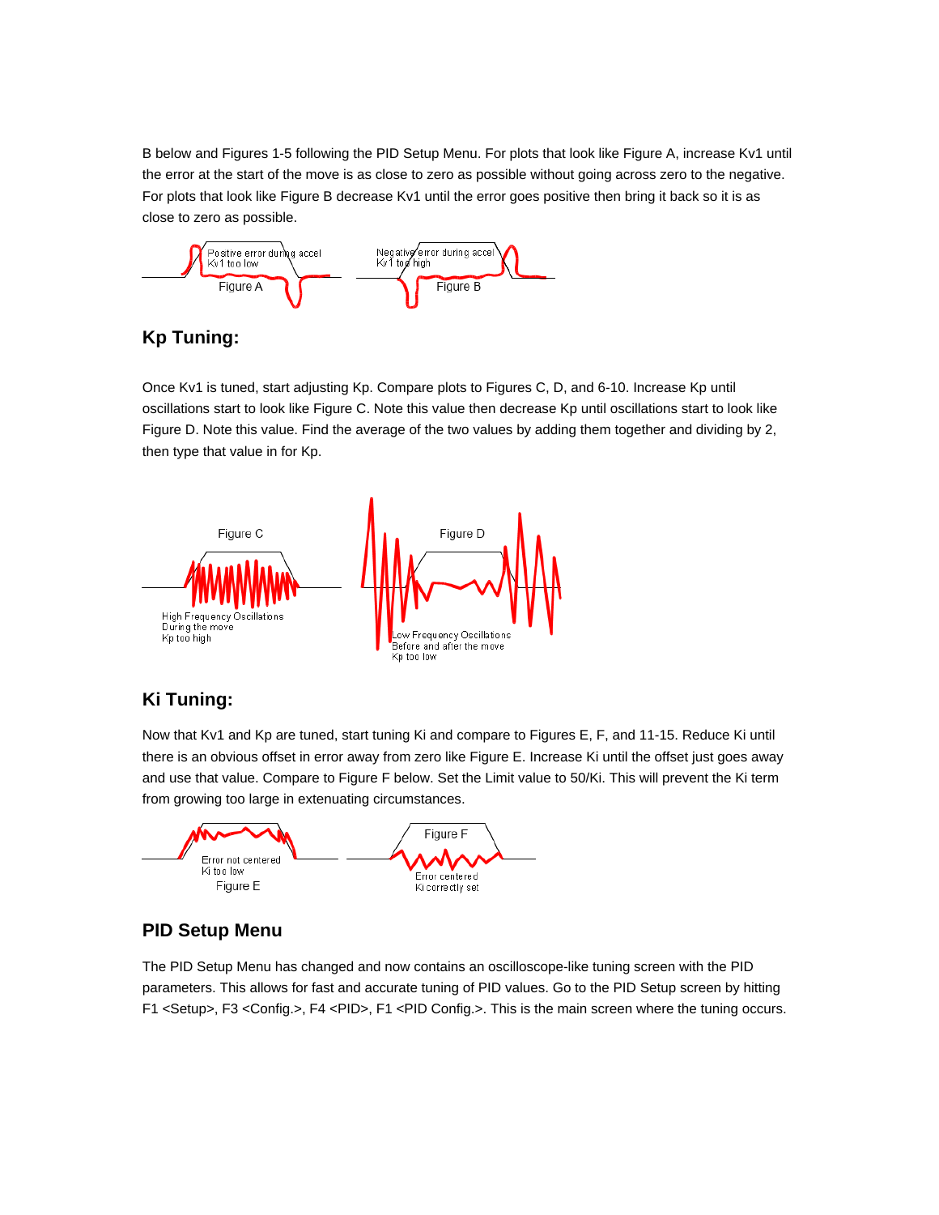B below and Figures 1-5 following the PID Setup Menu. For plots that look like Figure A, increase Kv1 until the error at the start of the move is as close to zero as possible without going across zero to the negative. For plots that look like Figure B decrease Kv1 until the error goes positive then bring it back so it is as close to zero as possible.

Postive error during accel
Kv1 too low
Figure A

Negative error during accel
Kv1 too high
Figure B

## Kp Tuning:

Once Kv1 is tuned, start adjusting Kp. Compare plots to Figures C, D, and 6-10. Increase Kp until oscillations start to look like Figure C. Note this value then decrease Kp until oscillations start to look like Figure D. Note this value. Find the average of the two values by adding them together and dividing by 2, then type that value in for Kp.

Figure C
High Frequency Oscillations
During the move
Kp too high

Figure D
Low Frequency Oscillations
Before and after the move
Kp too low

## Ki Tuning:

Now that Kv1 and Kp are tuned, start tuning Ki and compare to Figures E, F, and 11-15. Reduce Ki until there is an obvious offset in error away from zero like Figure E. Increase Ki until the offset just goes away and use that value. Compare to Figure F below. Set the Limit value to 50/Ki. This will prevent the Ki term from growing too large in extenuating circumstances.

Error not centered
Ki too low
Figure E

Figure F
Error centered
Ki correctly set

## PID Setup Menu

The PID Setup Menu has changed and now contains an oscilloscope-like tuning screen with the PID parameters. This allows for fast and accurate tuning of PID values. Go to the PID Setup screen by hitting F1 <Setup>, F3 <Config.>, F4 <PID>, F1 <PID Config.>. This is the main screen where the tuning occurs.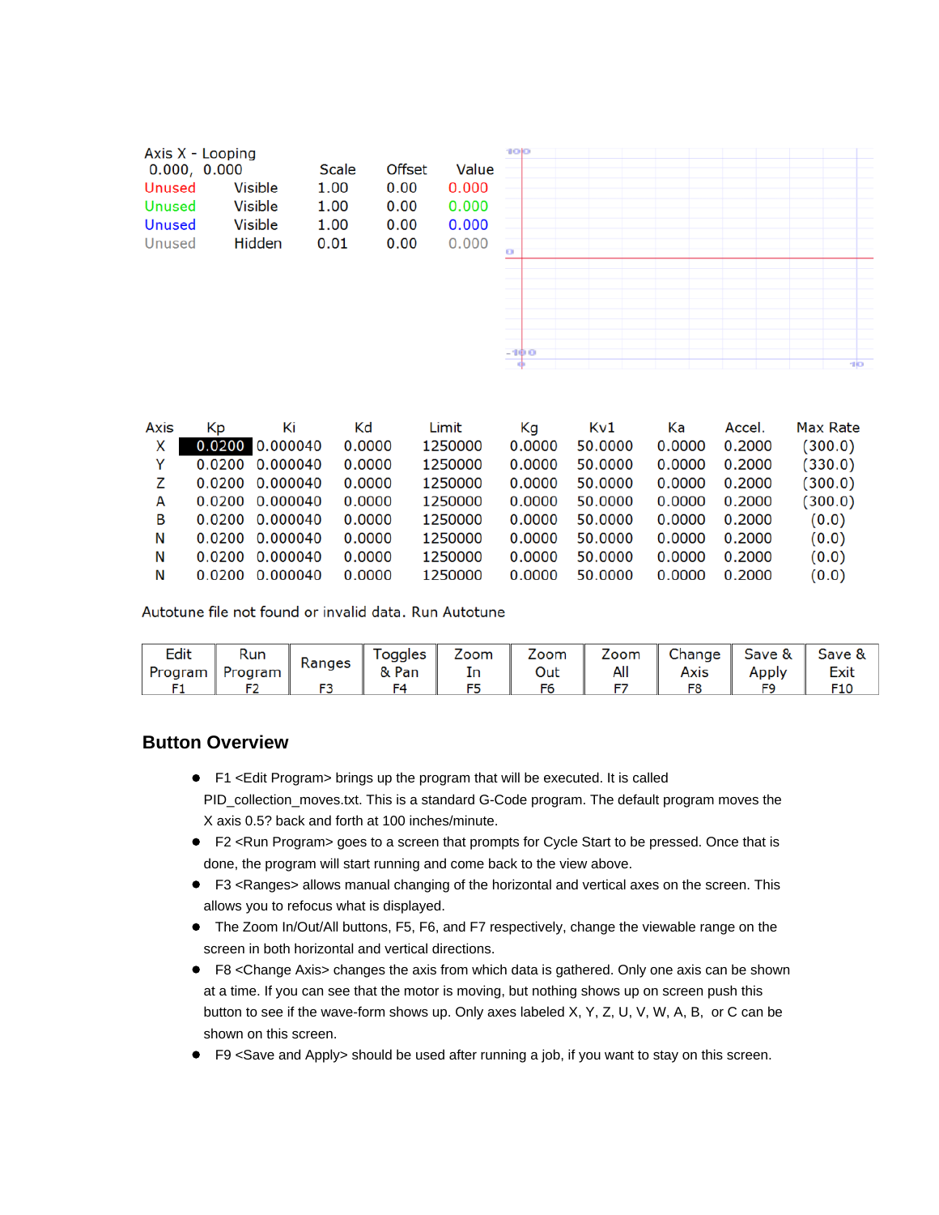Axis X - Looping
0.000, 0.000

| | | Scale | Offset | Value |
|---|---|---|---|---|
| Unused | Visible | 1.00 | 0.00 | 0.000 |
| Unused | Visible | 1.00 | 0.00 | 0.000 |
| Unused | Visible | 1.00 | 0.00 | 0.000 |
| Unused | Hidden | 0.01 | 0.00 | 0.000 |

100
0
-100
0
10

| Axis | Kp | Ki | Kd | Limit | Kg | Kv1 | Ka | Accel. | Max Rate |
|---|---|---|---|---|---|---|---|---|---|
| X | 0.0200 | 0.000040 | 0.0000 | 1250000 | 0.0000 | 50.0000 | 0.0000 | 0.2000 | (300.0) |
| Y | 0.0200 | 0.000040 | 0.0000 | 1250000 | 0.0000 | 50.0000 | 0.0000 | 0.2000 | (330.0) |
| Z | 0.0200 | 0.000040 | 0.0000 | 1250000 | 0.0000 | 50.0000 | 0.0000 | 0.2000 | (300.0) |
| A | 0.0200 | 0.000040 | 0.0000 | 1250000 | 0.0000 | 50.0000 | 0.0000 | 0.2000 | (300.0) |
| B | 0.0200 | 0.000040 | 0.0000 | 1250000 | 0.0000 | 50.0000 | 0.0000 | 0.2000 | (0.0) |
| N | 0.0200 | 0.000040 | 0.0000 | 1250000 | 0.0000 | 50.0000 | 0.0000 | 0.2000 | (0.0) |
| N | 0.0200 | 0.000040 | 0.0000 | 1250000 | 0.0000 | 50.0000 | 0.0000 | 0.2000 | (0.0) |
| N | 0.0200 | 0.000040 | 0.0000 | 1250000 | 0.0000 | 50.0000 | 0.0000 | 0.2000 | (0.0) |

Autotune file not found or invalid data. Run Autotune

| Edit Program F1 | Run Program F2 | Ranges F3 | Toggles & Pan F4 | Zoom In F5 | Zoom Out F6 | Zoom All F7 | Change Axis F8 | Save & Apply F9 | Save & Exit F10 |
|---|---|---|---|---|---|---|---|---|---|

## Button Overview

- F1 <Edit Program> brings up the program that will be executed. It is called PID_collection_moves.txt. This is a standard G-Code program. The default program moves the X axis 0.5? back and forth at 100 inches/minute.
- F2 <Run Program> goes to a screen that prompts for Cycle Start to be pressed. Once that is done, the program will start running and come back to the view above.
- F3 <Ranges> allows manual changing of the horizontal and vertical axes on the screen. This allows you to refocus what is displayed.
- The Zoom In/Out/All buttons, F5, F6, and F7 respectively, change the viewable range on the screen in both horizontal and vertical directions.
- F8 <Change Axis> changes the axis from which data is gathered. Only one axis can be shown at a time. If you can see that the motor is moving, but nothing shows up on screen push this button to see if the wave-form shows up. Only axes labeled X, Y, Z, U, V, W, A, B, or C can be shown on this screen.
- F9 <Save and Apply> should be used after running a job, if you want to stay on this screen.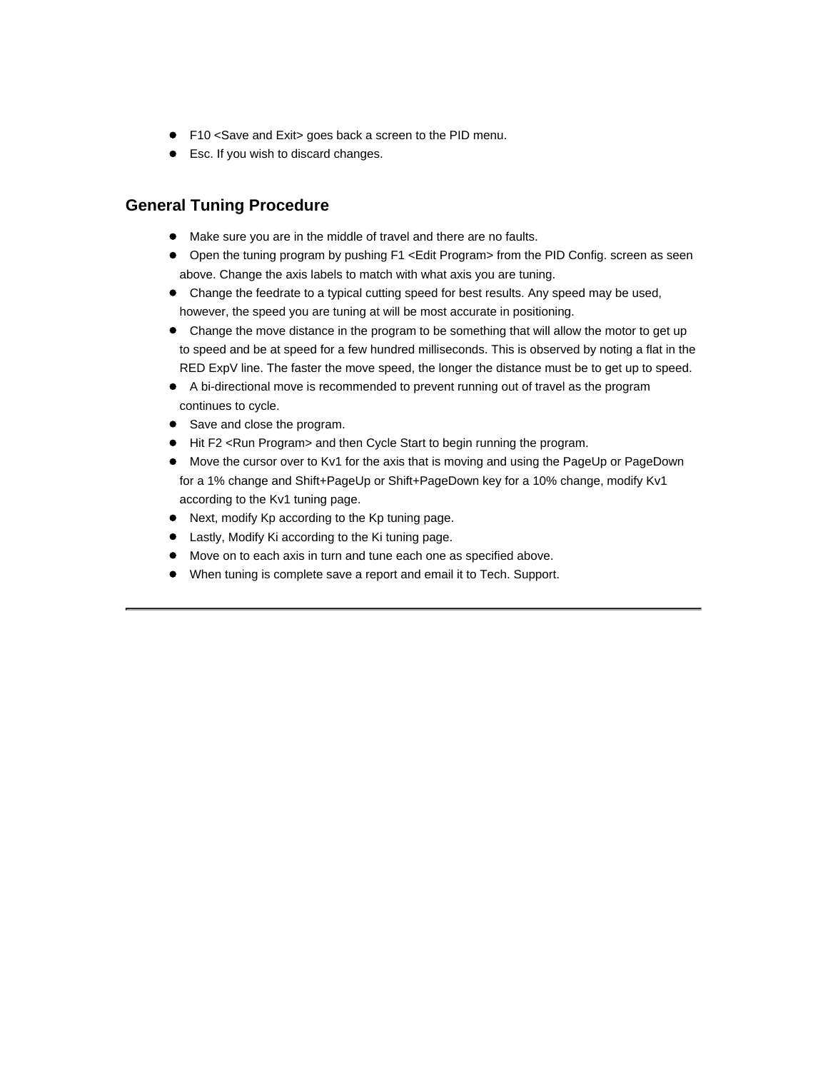- F10 <Save and Exit> goes back a screen to the PID menu.
- Esc. If you wish to discard changes.

## General Tuning Procedure

- Make sure you are in the middle of travel and there are no faults.
- Open the tuning program by pushing F1 <Edit Program> from the PID Config. screen as seen above. Change the axis labels to match with what axis you are tuning.
- Change the feedrate to a typical cutting speed for best results. Any speed may be used, however, the speed you are tuning at will be most accurate in positioning.
- Change the move distance in the program to be something that will allow the motor to get up to speed and be at speed for a few hundred milliseconds. This is observed by noting a flat in the RED ExpV line. The faster the move speed, the longer the distance must be to get up to speed.
- A bi-directional move is recommended to prevent running out of travel as the program continues to cycle.
- Save and close the program.
- Hit F2 <Run Program> and then Cycle Start to begin running the program.
- Move the cursor over to Kv1 for the axis that is moving and using the PageUp or PageDown for a 1% change and Shift+PageUp or Shift+PageDown key for a 10% change, modify Kv1 according to the Kv1 tuning page.
- Next, modify Kp according to the Kp tuning page.
- Lastly, Modify Ki according to the Ki tuning page.
- Move on to each axis in turn and tune each one as specified above.
- When tuning is complete save a report and email it to Tech. Support.

---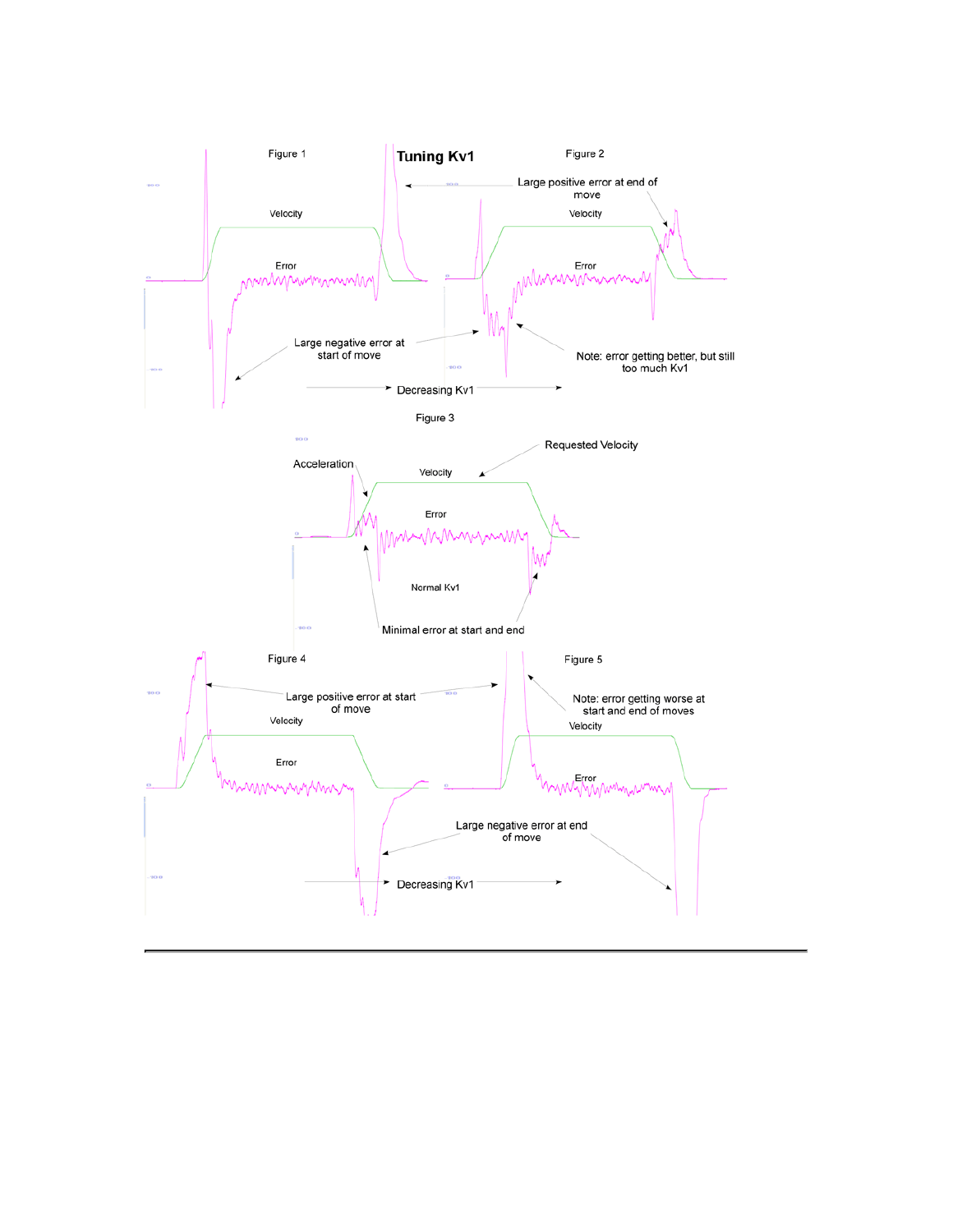## Tuning Kv1

Figure 1

Velocity

Error

Large negative error at start of move

Figure 2

Large positive error at end of move

Velocity

Error

Note: error getting better, but still too much Kv1

Decreasing Kv1

Figure 3

Acceleration

Velocity

Requested Velocity

Error

Normal Kv1

Minimal error at start and end

Figure 4

Large positive error at start of move

Velocity

Error

Figure 5

Note: error getting worse at start and end of moves

Velocity

Error

Large negative error at end of move

Decreasing Kv1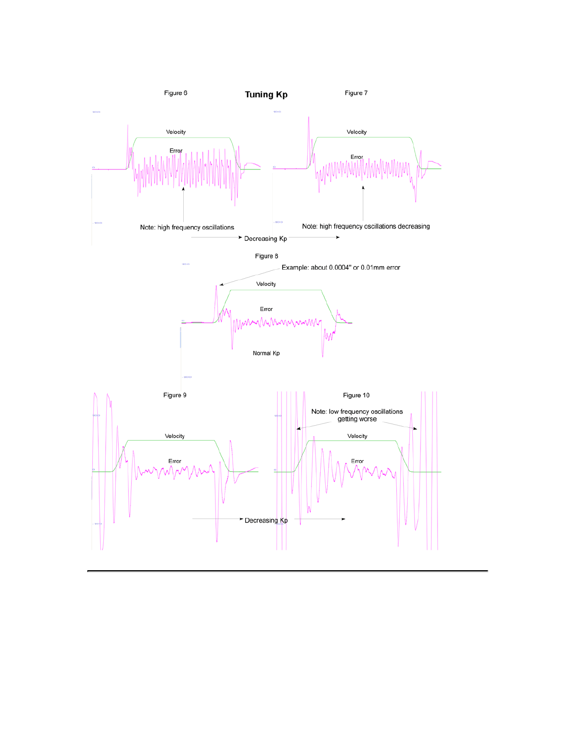# Tuning Kp

Figure 6

Velocity

Error

Note: high frequency oscillations

Figure 7

Velocity

Error

Note: high frequency oscillations decreasing

Decreasing Kp

Figure 8

Example: about 0.0004" or 0.01mm error

Velocity

Error

Normal Kp

Figure 9

Velocity

Error

Figure 10

Note: low frequency oscillations getting worse

Velocity

Error

Decreasing Kp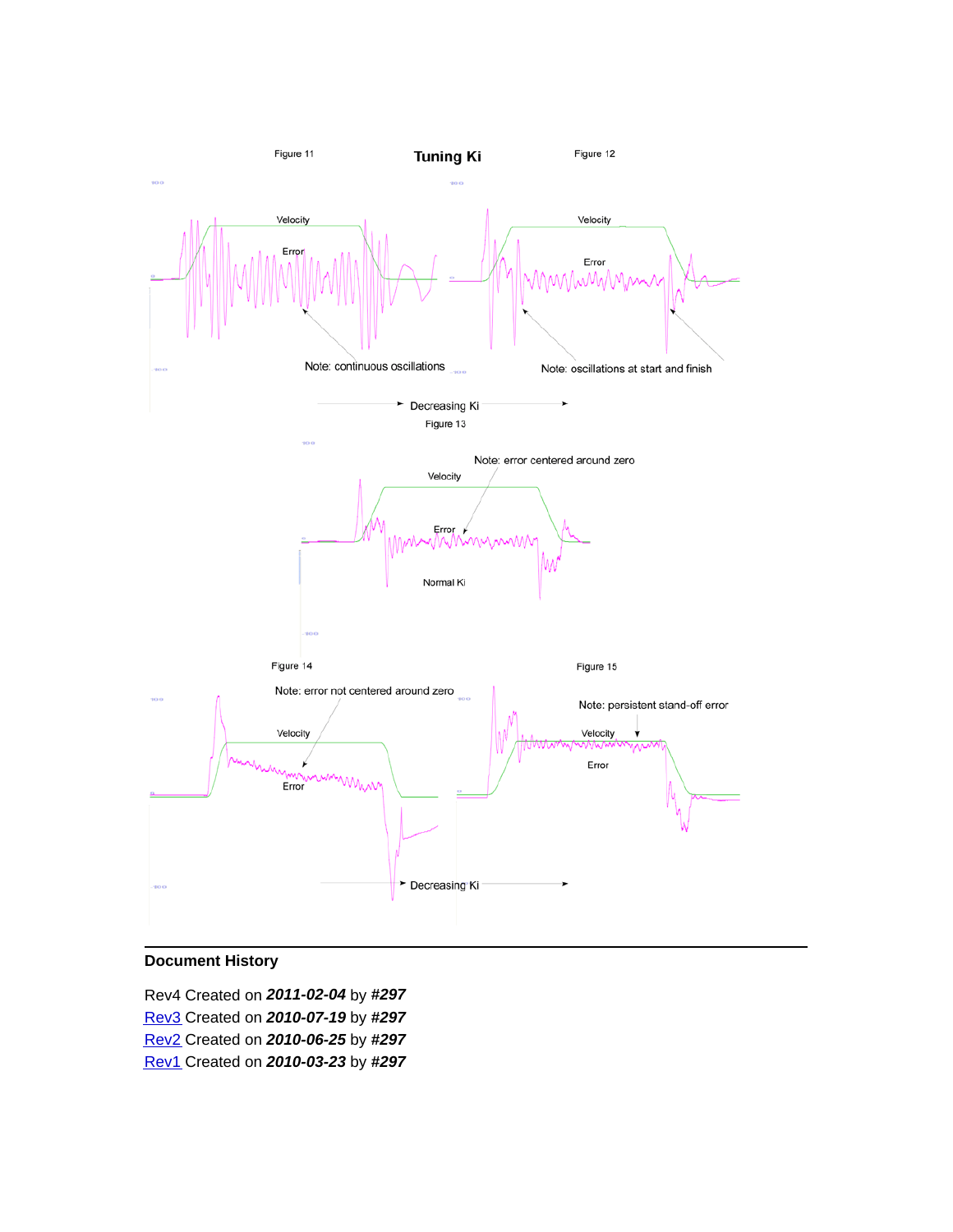## Tuning Ki

Figure 11

Velocity

Error

Note: continuous oscillations

Figure 12

Velocity

Error

Note: oscillations at start and finish

Decreasing Ki

Figure 13

Note: error centered around zero

Velocity

Error

Normal Ki

Figure 14

Note: error not centered around zero

Velocity

Error

Figure 15

Note: persistent stand-off error

Velocity

Error

Decreasing Ki

## Document History

Rev4 Created on ***2011-02-04*** by ***#297***

Rev3 Created on ***2010-07-19*** by ***#297***

Rev2 Created on ***2010-06-25*** by ***#297***

Rev1 Created on ***2010-03-23*** by ***#297***